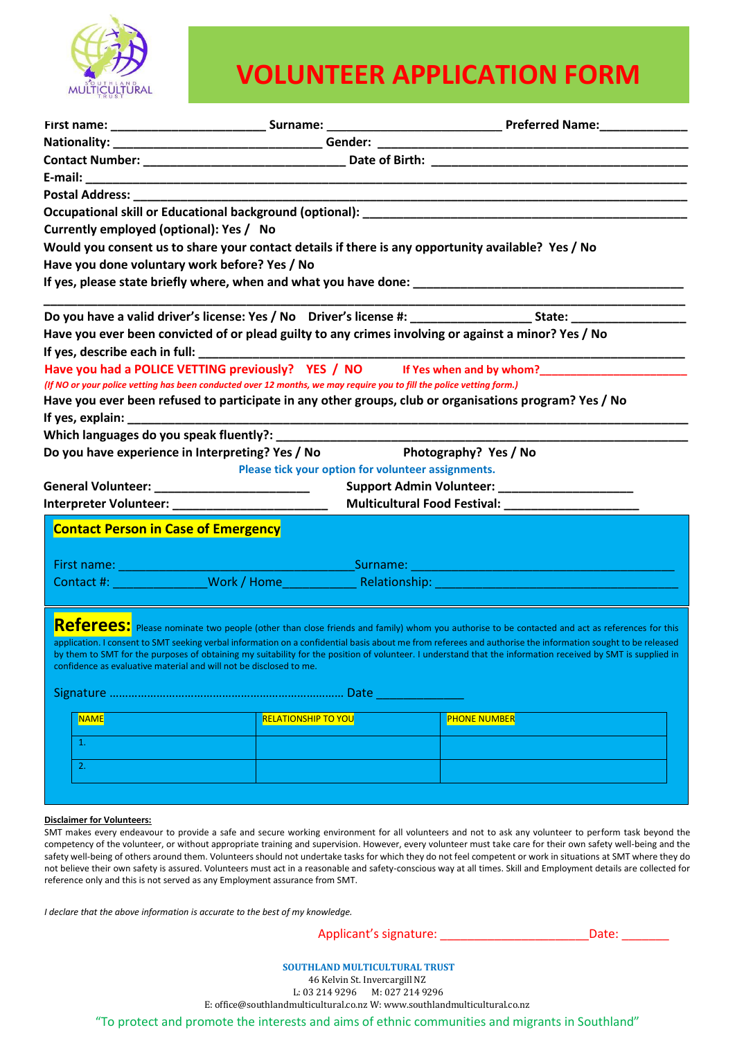SOUTHLAND MULTICULTURAL TRUST

# VOLUNTEER APPLICATION FORM

First name: ______________________ Surname: _________________________ Preferred Name:_____________

Nationality: ________________________________ Gender: _____________________________________________

Contact Number: ______________________________ Date of Birth: ______________________________________

E-mail: _______________________________________________________________________________________

Postal Address: ________________________________________________________________________________

Occupational skill or Educational background (optional): ______________________________________________

Currently employed (optional): Yes / No

Would you consent us to share your contact details if there is any opportunity available? Yes / No

Have you done voluntary work before? Yes / No

If yes, please state briefly where, when and what you have done: _________________________________________

_______________________________________________________________________________________________

Do you have a valid driver's license: Yes / No Driver's license #: _________________ State: _________________

Have you ever been convicted of or plead guilty to any crimes involving or against a minor? Yes / No

If yes, describe each in full: _______________________________________________________________________

**Have you had a POLICE VETTING previously? YES / NO** If Yes when and by whom?_________________________

*(If NO or your police vetting has been conducted over 12 months, we may require you to fill the police vetting form.)*

Have you ever been refused to participate in any other groups, club or organisations program? Yes / No

If yes, explain: _________________________________________________________________________________

Which languages do you speak fluently?: ____________________________________________________________

Do you have experience in Interpreting? Yes / No Photography? Yes / No

Please tick your option for volunteer assignments.

General Volunteer: _______________________ Support Admin Volunteer: ____________________

Interpreter Volunteer: _______________________ Multicultural Food Festival: ____________________

## Contact Person in Case of Emergency

First name: ____________________________________Surname: ________________________________________

Contact #: ______________Work / Home___________ Relationship: _____________________________________

## Referees:

Please nominate two people (other than close friends and family) whom you authorise to be contacted and act as references for this application. I consent to SMT seeking verbal information on a confidential basis about me from referees and authorise the information sought to be released by them to SMT for the purposes of obtaining my suitability for the position of volunteer. I understand that the information received by SMT is supplied in confidence as evaluative material and will not be disclosed to me.

Signature ……………………………………………………………… Date _____________

| NAME | RELATIONSHIP TO YOU | PHONE NUMBER |
|---|---|---|
| 1. | | |
| 2. | | |

**Disclaimer for Volunteers:**

SMT makes every endeavour to provide a safe and secure working environment for all volunteers and not to ask any volunteer to perform task beyond the competency of the volunteer, or without appropriate training and supervision. However, every volunteer must take care for their own safety well-being and the safety well-being of others around them. Volunteers should not undertake tasks for which they do not feel competent or work in situations at SMT where they do not believe their own safety is assured. Volunteers must act in a reasonable and safety-conscious way at all times. Skill and Employment details are collected for reference only and this is not served as any Employment assurance from SMT.

*I declare that the above information is accurate to the best of my knowledge.*

Applicant's signature: ______________________Date: _______

**SOUTHLAND MULTICULTURAL TRUST**
46 Kelvin St. Invercargill NZ
L: 03 214 9296 M: 027 214 9296
E: office@southlandmulticultural.co.nz W: www.southlandmulticultural.co.nz

"To protect and promote the interests and aims of ethnic communities and migrants in Southland"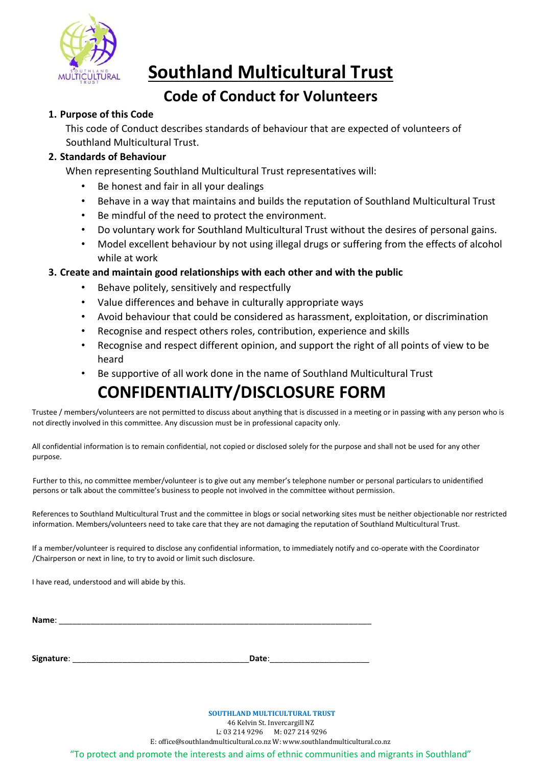# Southland Multicultural Trust

## Code of Conduct for Volunteers

**1. Purpose of this Code**

This code of Conduct describes standards of behaviour that are expected of volunteers of Southland Multicultural Trust.

**2. Standards of Behaviour**

When representing Southland Multicultural Trust representatives will:

- Be honest and fair in all your dealings
- Behave in a way that maintains and builds the reputation of Southland Multicultural Trust
- Be mindful of the need to protect the environment.
- Do voluntary work for Southland Multicultural Trust without the desires of personal gains.
- Model excellent behaviour by not using illegal drugs or suffering from the effects of alcohol while at work

**3. Create and maintain good relationships with each other and with the public**

- Behave politely, sensitively and respectfully
- Value differences and behave in culturally appropriate ways
- Avoid behaviour that could be considered as harassment, exploitation, or discrimination
- Recognise and respect others roles, contribution, experience and skills
- Recognise and respect different opinion, and support the right of all points of view to be heard
- Be supportive of all work done in the name of Southland Multicultural Trust

## CONFIDENTIALITY/DISCLOSURE FORM

Trustee / members/volunteers are not permitted to discuss about anything that is discussed in a meeting or in passing with any person who is not directly involved in this committee. Any discussion must be in professional capacity only.

All confidential information is to remain confidential, not copied or disclosed solely for the purpose and shall not be used for any other purpose.

Further to this, no committee member/volunteer is to give out any member's telephone number or personal particulars to unidentified persons or talk about the committee's business to people not involved in the committee without permission.

References to Southland Multicultural Trust and the committee in blogs or social networking sites must be neither objectionable nor restricted information. Members/volunteers need to take care that they are not damaging the reputation of Southland Multicultural Trust.

If a member/volunteer is required to disclose any confidential information, to immediately notify and co-operate with the Coordinator /Chairperson or next in line, to try to avoid or limit such disclosure.

I have read, understood and will abide by this.

**Name**: ______________________________________________________________________

**Signature**: ________________________________________ **Date**:______________________

**SOUTHLAND MULTICULTURAL TRUST**
46 Kelvin St. Invercargill NZ
L: 03 214 9296 M: 027 214 9296
E: office@southlandmulticultural.co.nz W: www.southlandmulticultural.co.nz

"To protect and promote the interests and aims of ethnic communities and migrants in Southland"